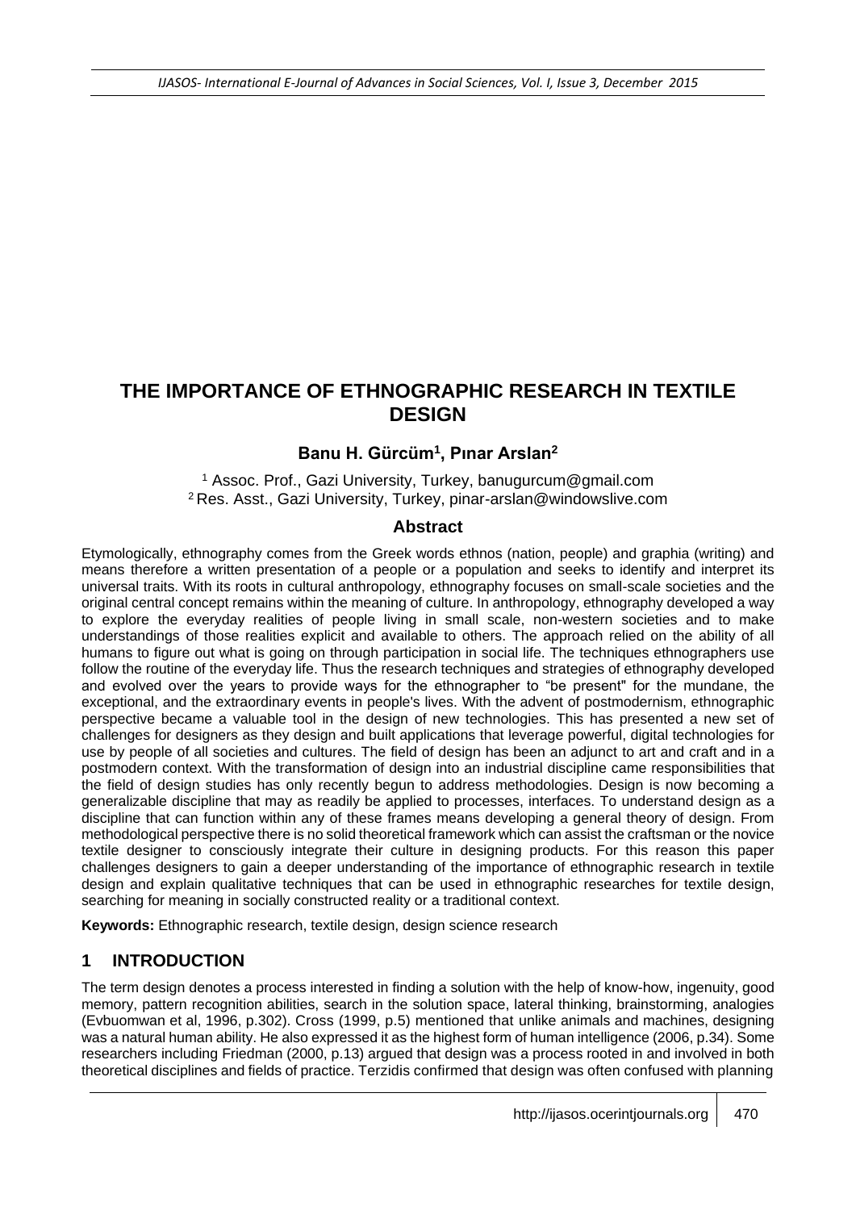# THE IMPORTANCE OF ETHNOGRAPHIC RESEARCH IN TEXTILE DESIGN

**Banu H. Gürcüm[1], Pınar Arslan[2]**

[1] Assoc. Prof., Gazi University, Turkey, banugurcum@gmail.com
[2] Res. Asst., Gazi University, Turkey, pinar-arslan@windowslive.com

## Abstract

Etymologically, ethnography comes from the Greek words ethnos (nation, people) and graphia (writing) and means therefore a written presentation of a people or a population and seeks to identify and interpret its universal traits. With its roots in cultural anthropology, ethnography focuses on small-scale societies and the original central concept remains within the meaning of culture. In anthropology, ethnography developed a way to explore the everyday realities of people living in small scale, non-western societies and to make understandings of those realities explicit and available to others. The approach relied on the ability of all humans to figure out what is going on through participation in social life. The techniques ethnographers use follow the routine of the everyday life. Thus the research techniques and strategies of ethnography developed and evolved over the years to provide ways for the ethnographer to "be present" for the mundane, the exceptional, and the extraordinary events in people's lives. With the advent of postmodernism, ethnographic perspective became a valuable tool in the design of new technologies. This has presented a new set of challenges for designers as they design and built applications that leverage powerful, digital technologies for use by people of all societies and cultures. The field of design has been an adjunct to art and craft and in a postmodern context. With the transformation of design into an industrial discipline came responsibilities that the field of design studies has only recently begun to address methodologies. Design is now becoming a generalizable discipline that may as readily be applied to processes, interfaces. To understand design as a discipline that can function within any of these frames means developing a general theory of design. From methodological perspective there is no solid theoretical framework which can assist the craftsman or the novice textile designer to consciously integrate their culture in designing products. For this reason this paper challenges designers to gain a deeper understanding of the importance of ethnographic research in textile design and explain qualitative techniques that can be used in ethnographic researches for textile design, searching for meaning in socially constructed reality or a traditional context.

**Keywords:** Ethnographic research, textile design, design science research

## 1 INTRODUCTION

The term design denotes a process interested in finding a solution with the help of know-how, ingenuity, good memory, pattern recognition abilities, search in the solution space, lateral thinking, brainstorming, analogies (Evbuomwan et al, 1996, p.302). Cross (1999, p.5) mentioned that unlike animals and machines, designing was a natural human ability. He also expressed it as the highest form of human intelligence (2006, p.34). Some researchers including Friedman (2000, p.13) argued that design was a process rooted in and involved in both theoretical disciplines and fields of practice. Terzidis confirmed that design was often confused with planning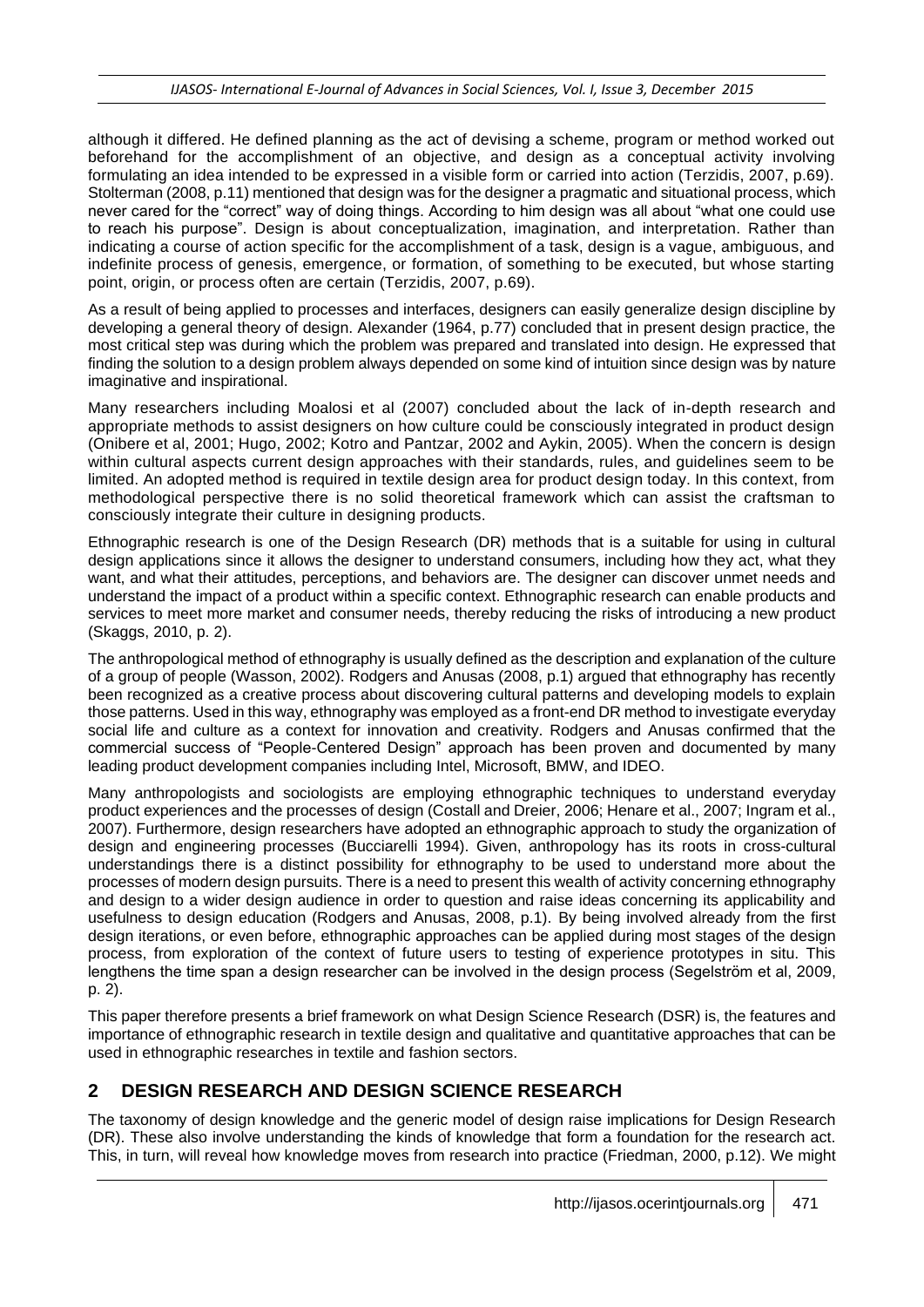although it differed. He defined planning as the act of devising a scheme, program or method worked out beforehand for the accomplishment of an objective, and design as a conceptual activity involving formulating an idea intended to be expressed in a visible form or carried into action (Terzidis, 2007, p.69). Stolterman (2008, p.11) mentioned that design was for the designer a pragmatic and situational process, which never cared for the "correct" way of doing things. According to him design was all about "what one could use to reach his purpose". Design is about conceptualization, imagination, and interpretation. Rather than indicating a course of action specific for the accomplishment of a task, design is a vague, ambiguous, and indefinite process of genesis, emergence, or formation, of something to be executed, but whose starting point, origin, or process often are certain (Terzidis, 2007, p.69).

As a result of being applied to processes and interfaces, designers can easily generalize design discipline by developing a general theory of design. Alexander (1964, p.77) concluded that in present design practice, the most critical step was during which the problem was prepared and translated into design. He expressed that finding the solution to a design problem always depended on some kind of intuition since design was by nature imaginative and inspirational.

Many researchers including Moalosi et al (2007) concluded about the lack of in-depth research and appropriate methods to assist designers on how culture could be consciously integrated in product design (Onibere et al, 2001; Hugo, 2002; Kotro and Pantzar, 2002 and Aykin, 2005). When the concern is design within cultural aspects current design approaches with their standards, rules, and guidelines seem to be limited. An adopted method is required in textile design area for product design today. In this context, from methodological perspective there is no solid theoretical framework which can assist the craftsman to consciously integrate their culture in designing products.

Ethnographic research is one of the Design Research (DR) methods that is a suitable for using in cultural design applications since it allows the designer to understand consumers, including how they act, what they want, and what their attitudes, perceptions, and behaviors are. The designer can discover unmet needs and understand the impact of a product within a specific context. Ethnographic research can enable products and services to meet more market and consumer needs, thereby reducing the risks of introducing a new product (Skaggs, 2010, p. 2).

The anthropological method of ethnography is usually defined as the description and explanation of the culture of a group of people (Wasson, 2002). Rodgers and Anusas (2008, p.1) argued that ethnography has recently been recognized as a creative process about discovering cultural patterns and developing models to explain those patterns. Used in this way, ethnography was employed as a front-end DR method to investigate everyday social life and culture as a context for innovation and creativity. Rodgers and Anusas confirmed that the commercial success of "People-Centered Design" approach has been proven and documented by many leading product development companies including Intel, Microsoft, BMW, and IDEO.

Many anthropologists and sociologists are employing ethnographic techniques to understand everyday product experiences and the processes of design (Costall and Dreier, 2006; Henare et al., 2007; Ingram et al., 2007). Furthermore, design researchers have adopted an ethnographic approach to study the organization of design and engineering processes (Bucciarelli 1994). Given, anthropology has its roots in cross-cultural understandings there is a distinct possibility for ethnography to be used to understand more about the processes of modern design pursuits. There is a need to present this wealth of activity concerning ethnography and design to a wider design audience in order to question and raise ideas concerning its applicability and usefulness to design education (Rodgers and Anusas, 2008, p.1). By being involved already from the first design iterations, or even before, ethnographic approaches can be applied during most stages of the design process, from exploration of the context of future users to testing of experience prototypes in situ. This lengthens the time span a design researcher can be involved in the design process (Segelström et al, 2009, p. 2).

This paper therefore presents a brief framework on what Design Science Research (DSR) is, the features and importance of ethnographic research in textile design and qualitative and quantitative approaches that can be used in ethnographic researches in textile and fashion sectors.

## 2 DESIGN RESEARCH AND DESIGN SCIENCE RESEARCH

The taxonomy of design knowledge and the generic model of design raise implications for Design Research (DR). These also involve understanding the kinds of knowledge that form a foundation for the research act. This, in turn, will reveal how knowledge moves from research into practice (Friedman, 2000, p.12). We might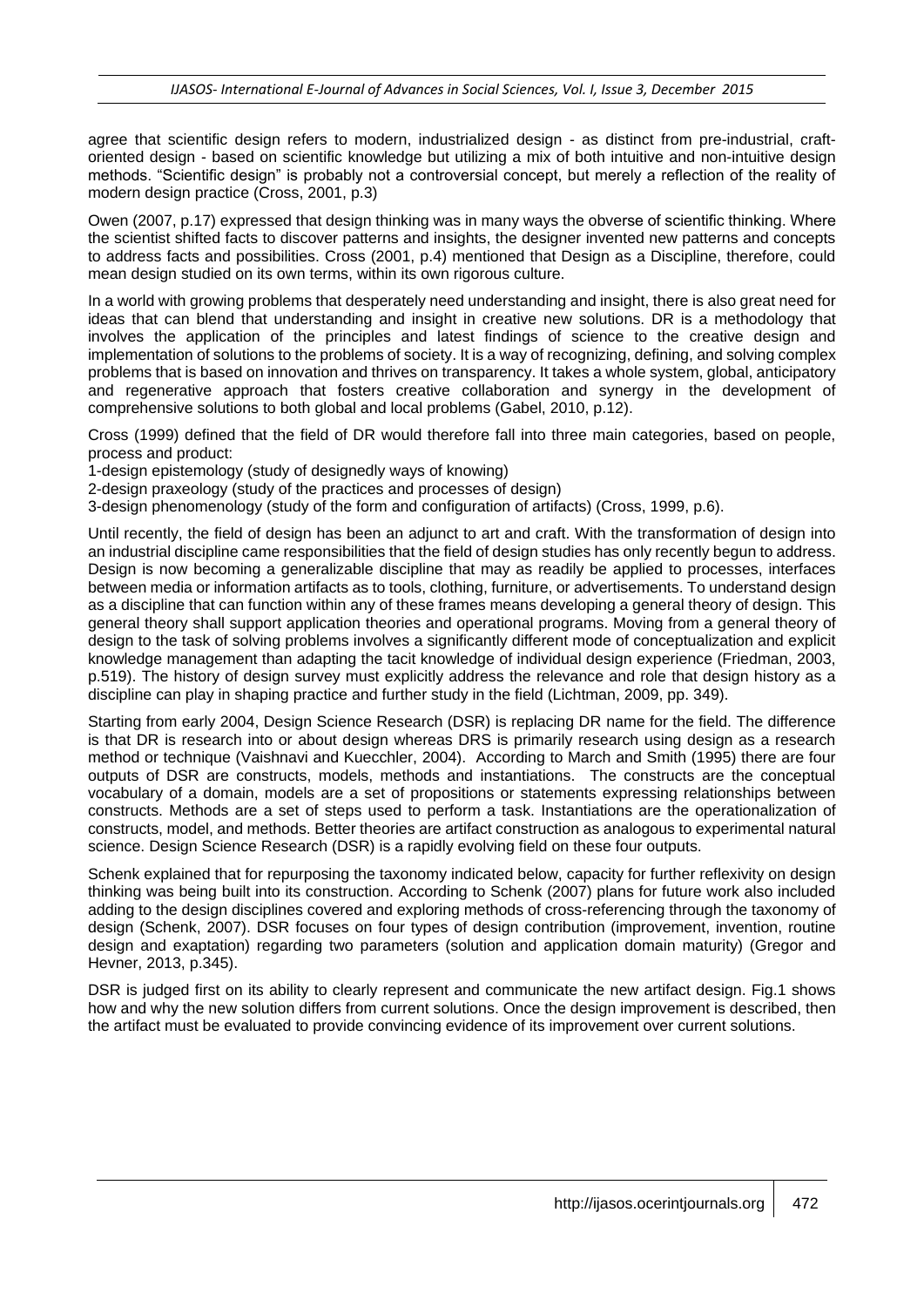agree that scientific design refers to modern, industrialized design - as distinct from pre-industrial, craft-oriented design - based on scientific knowledge but utilizing a mix of both intuitive and non-intuitive design methods. “Scientific design” is probably not a controversial concept, but merely a reflection of the reality of modern design practice (Cross, 2001, p.3)

Owen (2007, p.17) expressed that design thinking was in many ways the obverse of scientific thinking. Where the scientist shifted facts to discover patterns and insights, the designer invented new patterns and concepts to address facts and possibilities. Cross (2001, p.4) mentioned that Design as a Discipline, therefore, could mean design studied on its own terms, within its own rigorous culture.

In a world with growing problems that desperately need understanding and insight, there is also great need for ideas that can blend that understanding and insight in creative new solutions. DR is a methodology that involves the application of the principles and latest findings of science to the creative design and implementation of solutions to the problems of society. It is a way of recognizing, defining, and solving complex problems that is based on innovation and thrives on transparency. It takes a whole system, global, anticipatory and regenerative approach that fosters creative collaboration and synergy in the development of comprehensive solutions to both global and local problems (Gabel, 2010, p.12).

Cross (1999) defined that the field of DR would therefore fall into three main categories, based on people, process and product:

1-design epistemology (study of designedly ways of knowing)

2-design praxeology (study of the practices and processes of design)

3-design phenomenology (study of the form and configuration of artifacts) (Cross, 1999, p.6).

Until recently, the field of design has been an adjunct to art and craft. With the transformation of design into an industrial discipline came responsibilities that the field of design studies has only recently begun to address. Design is now becoming a generalizable discipline that may as readily be applied to processes, interfaces between media or information artifacts as to tools, clothing, furniture, or advertisements. To understand design as a discipline that can function within any of these frames means developing a general theory of design. This general theory shall support application theories and operational programs. Moving from a general theory of design to the task of solving problems involves a significantly different mode of conceptualization and explicit knowledge management than adapting the tacit knowledge of individual design experience (Friedman, 2003, p.519). The history of design survey must explicitly address the relevance and role that design history as a discipline can play in shaping practice and further study in the field (Lichtman, 2009, pp. 349).

Starting from early 2004, Design Science Research (DSR) is replacing DR name for the field. The difference is that DR is research into or about design whereas DRS is primarily research using design as a research method or technique (Vaishnavi and Kuecchler, 2004). According to March and Smith (1995) there are four outputs of DSR are constructs, models, methods and instantiations. The constructs are the conceptual vocabulary of a domain, models are a set of propositions or statements expressing relationships between constructs. Methods are a set of steps used to perform a task. Instantiations are the operationalization of constructs, model, and methods. Better theories are artifact construction as analogous to experimental natural science. Design Science Research (DSR) is a rapidly evolving field on these four outputs.

Schenk explained that for repurposing the taxonomy indicated below, capacity for further reflexivity on design thinking was being built into its construction. According to Schenk (2007) plans for future work also included adding to the design disciplines covered and exploring methods of cross-referencing through the taxonomy of design (Schenk, 2007). DSR focuses on four types of design contribution (improvement, invention, routine design and exaptation) regarding two parameters (solution and application domain maturity) (Gregor and Hevner, 2013, p.345).

DSR is judged first on its ability to clearly represent and communicate the new artifact design. Fig.1 shows how and why the new solution differs from current solutions. Once the design improvement is described, then the artifact must be evaluated to provide convincing evidence of its improvement over current solutions.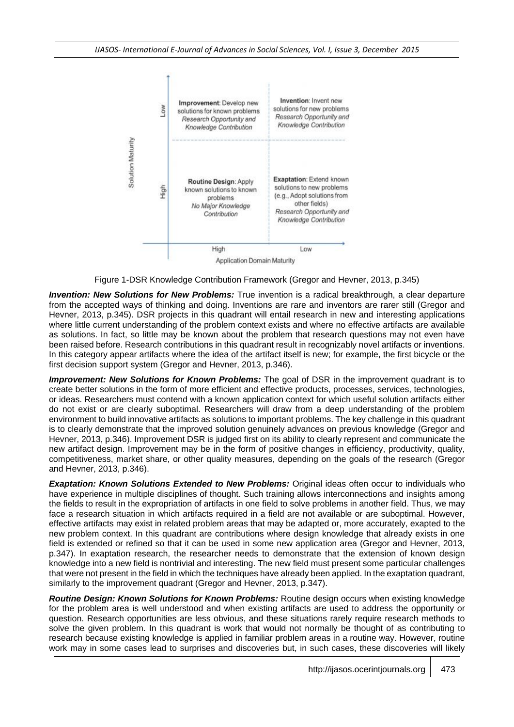| Solution Maturity | Application Domain Maturity: High | Application Domain Maturity: Low |
|---|---|---|
| Low | **Improvement**: Develop new solutions for known problems *Research Opportunity and Knowledge Contribution* | **Invention**: Invent new solutions for new problems *Research Opportunity and Knowledge Contribution* |
| High | **Routine Design**: Apply known solutions to known problems *No Major Knowledge Contribution* | **Exaptation**: Extend known solutions to new problems (e.g., Adopt solutions from other fields) *Research Opportunity and Knowledge Contribution* |

Figure 1-DSR Knowledge Contribution Framework (Gregor and Hevner, 2013, p.345)

***Invention: New Solutions for New Problems:*** True invention is a radical breakthrough, a clear departure from the accepted ways of thinking and doing. Inventions are rare and inventors are rarer still (Gregor and Hevner, 2013, p.345). DSR projects in this quadrant will entail research in new and interesting applications where little current understanding of the problem context exists and where no effective artifacts are available as solutions. In fact, so little may be known about the problem that research questions may not even have been raised before. Research contributions in this quadrant result in recognizably novel artifacts or inventions. In this category appear artifacts where the idea of the artifact itself is new; for example, the first bicycle or the first decision support system (Gregor and Hevner, 2013, p.346).

***Improvement: New Solutions for Known Problems:*** The goal of DSR in the improvement quadrant is to create better solutions in the form of more efficient and effective products, processes, services, technologies, or ideas. Researchers must contend with a known application context for which useful solution artifacts either do not exist or are clearly suboptimal. Researchers will draw from a deep understanding of the problem environment to build innovative artifacts as solutions to important problems. The key challenge in this quadrant is to clearly demonstrate that the improved solution genuinely advances on previous knowledge (Gregor and Hevner, 2013, p.346). Improvement DSR is judged first on its ability to clearly represent and communicate the new artifact design. Improvement may be in the form of positive changes in efficiency, productivity, quality, competitiveness, market share, or other quality measures, depending on the goals of the research (Gregor and Hevner, 2013, p.346).

***Exaptation: Known Solutions Extended to New Problems:*** Original ideas often occur to individuals who have experience in multiple disciplines of thought. Such training allows interconnections and insights among the fields to result in the expropriation of artifacts in one field to solve problems in another field. Thus, we may face a research situation in which artifacts required in a field are not available or are suboptimal. However, effective artifacts may exist in related problem areas that may be adapted or, more accurately, exapted to the new problem context. In this quadrant are contributions where design knowledge that already exists in one field is extended or refined so that it can be used in some new application area (Gregor and Hevner, 2013, p.347). In exaptation research, the researcher needs to demonstrate that the extension of known design knowledge into a new field is nontrivial and interesting. The new field must present some particular challenges that were not present in the field in which the techniques have already been applied. In the exaptation quadrant, similarly to the improvement quadrant (Gregor and Hevner, 2013, p.347).

***Routine Design: Known Solutions for Known Problems:*** Routine design occurs when existing knowledge for the problem area is well understood and when existing artifacts are used to address the opportunity or question. Research opportunities are less obvious, and these situations rarely require research methods to solve the given problem. In this quadrant is work that would not normally be thought of as contributing to research because existing knowledge is applied in familiar problem areas in a routine way. However, routine work may in some cases lead to surprises and discoveries but, in such cases, these discoveries will likely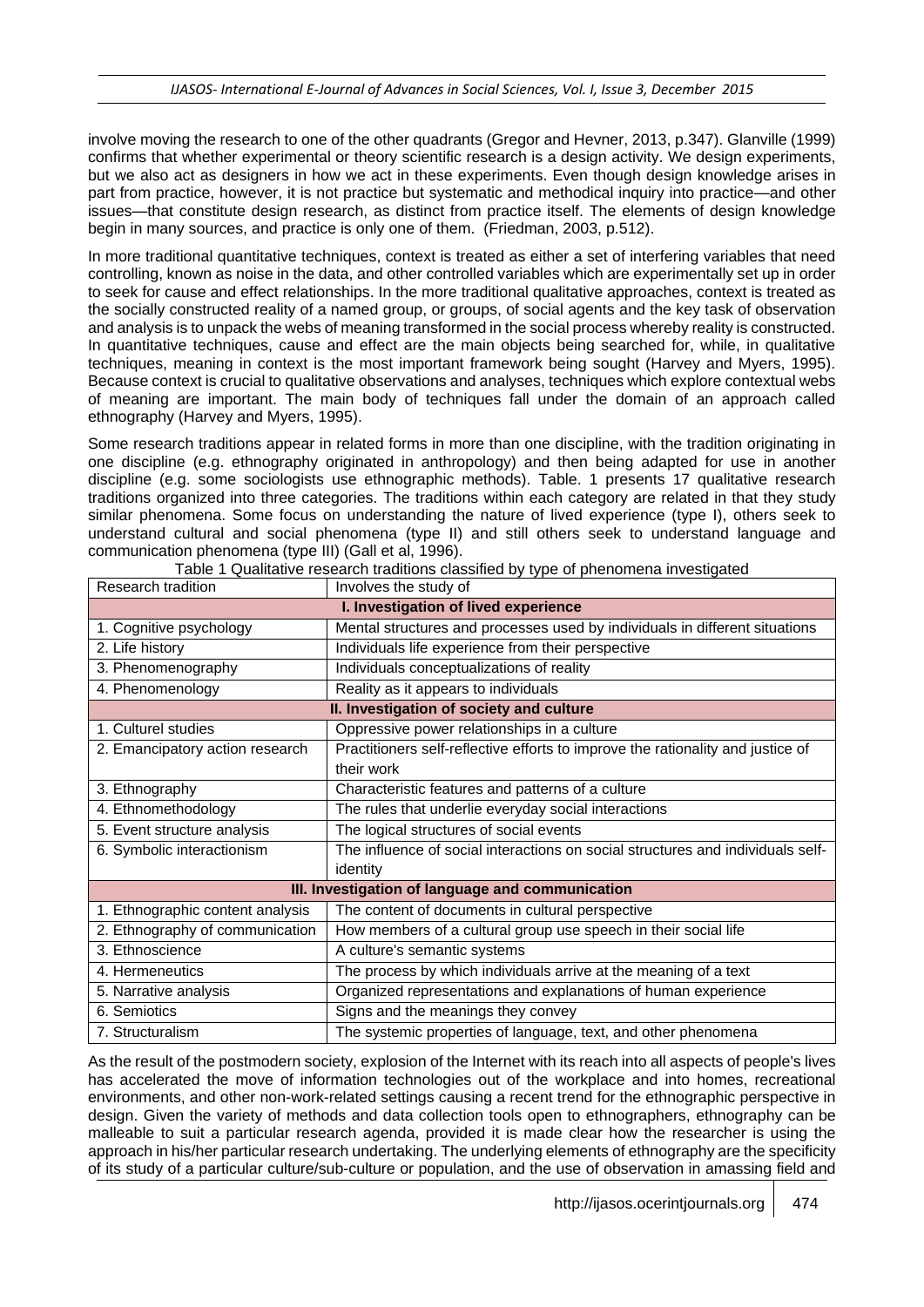involve moving the research to one of the other quadrants (Gregor and Hevner, 2013, p.347). Glanville (1999) confirms that whether experimental or theory scientific research is a design activity. We design experiments, but we also act as designers in how we act in these experiments. Even though design knowledge arises in part from practice, however, it is not practice but systematic and methodical inquiry into practice—and other issues—that constitute design research, as distinct from practice itself. The elements of design knowledge begin in many sources, and practice is only one of them. (Friedman, 2003, p.512).

In more traditional quantitative techniques, context is treated as either a set of interfering variables that need controlling, known as noise in the data, and other controlled variables which are experimentally set up in order to seek for cause and effect relationships. In the more traditional qualitative approaches, context is treated as the socially constructed reality of a named group, or groups, of social agents and the key task of observation and analysis is to unpack the webs of meaning transformed in the social process whereby reality is constructed. In quantitative techniques, cause and effect are the main objects being searched for, while, in qualitative techniques, meaning in context is the most important framework being sought (Harvey and Myers, 1995). Because context is crucial to qualitative observations and analyses, techniques which explore contextual webs of meaning are important. The main body of techniques fall under the domain of an approach called ethnography (Harvey and Myers, 1995).

Some research traditions appear in related forms in more than one discipline, with the tradition originating in one discipline (e.g. ethnography originated in anthropology) and then being adapted for use in another discipline (e.g. some sociologists use ethnographic methods). Table. 1 presents 17 qualitative research traditions organized into three categories. The traditions within each category are related in that they study similar phenomena. Some focus on understanding the nature of lived experience (type I), others seek to understand cultural and social phenomena (type II) and still others seek to understand language and communication phenomena (type III) (Gall et al, 1996).

Table 1 Qualitative research traditions classified by type of phenomena investigated

| Research tradition | Involves the study of |
|---|---|
| **I. Investigation of lived experience** | |
| 1. Cognitive psychology | Mental structures and processes used by individuals in different situations |
| 2. Life history | Individuals life experience from their perspective |
| 3. Phenomenography | Individuals conceptualizations of reality |
| 4. Phenomenology | Reality as it appears to individuals |
| **II. Investigation of society and culture** | |
| 1. Culturel studies | Oppressive power relationships in a culture |
| 2. Emancipatory action research | Practitioners self-reflective efforts to improve the rationality and justice of their work |
| 3. Ethnography | Characteristic features and patterns of a culture |
| 4. Ethnomethodology | The rules that underlie everyday social interactions |
| 5. Event structure analysis | The logical structures of social events |
| 6. Symbolic interactionism | The influence of social interactions on social structures and individuals self-identity |
| **III. Investigation of language and communication** | |
| 1. Ethnographic content analysis | The content of documents in cultural perspective |
| 2. Ethnography of communication | How members of a cultural group use speech in their social life |
| 3. Ethnoscience | A culture's semantic systems |
| 4. Hermeneutics | The process by which individuals arrive at the meaning of a text |
| 5. Narrative analysis | Organized representations and explanations of human experience |
| 6. Semiotics | Signs and the meanings they convey |
| 7. Structuralism | The systemic properties of language, text, and other phenomena |

As the result of the postmodern society, explosion of the Internet with its reach into all aspects of people's lives has accelerated the move of information technologies out of the workplace and into homes, recreational environments, and other non-work-related settings causing a recent trend for the ethnographic perspective in design. Given the variety of methods and data collection tools open to ethnographers, ethnography can be malleable to suit a particular research agenda, provided it is made clear how the researcher is using the approach in his/her particular research undertaking. The underlying elements of ethnography are the specificity of its study of a particular culture/sub-culture or population, and the use of observation in amassing field and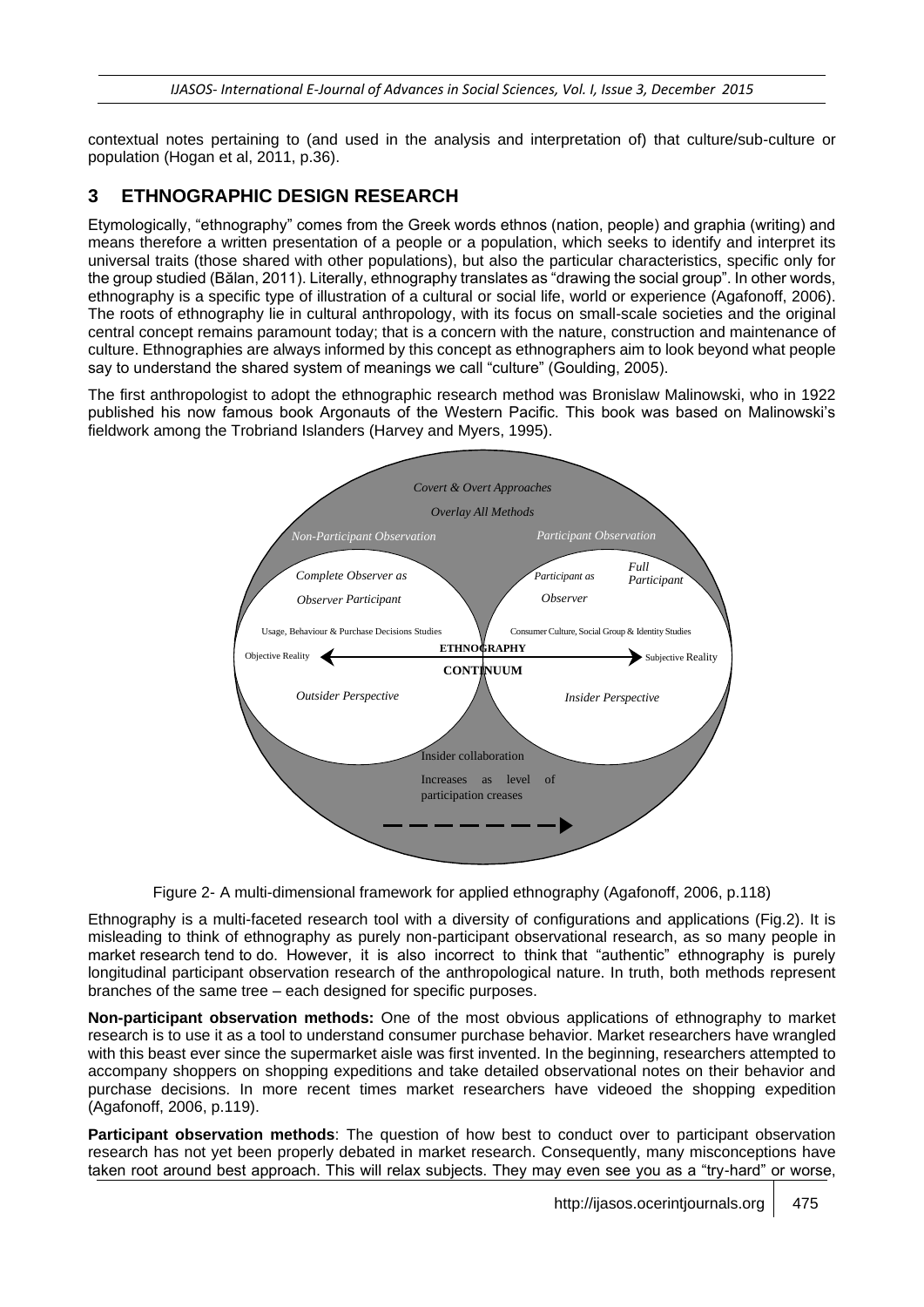contextual notes pertaining to (and used in the analysis and interpretation of) that culture/sub-culture or population (Hogan et al, 2011, p.36).

## 3 ETHNOGRAPHIC DESIGN RESEARCH

Etymologically, "ethnography" comes from the Greek words ethnos (nation, people) and graphia (writing) and means therefore a written presentation of a people or a population, which seeks to identify and interpret its universal traits (those shared with other populations), but also the particular characteristics, specific only for the group studied (Bălan, 2011). Literally, ethnography translates as "drawing the social group". In other words, ethnography is a specific type of illustration of a cultural or social life, world or experience (Agafonoff, 2006). The roots of ethnography lie in cultural anthropology, with its focus on small-scale societies and the original central concept remains paramount today; that is a concern with the nature, construction and maintenance of culture. Ethnographies are always informed by this concept as ethnographers aim to look beyond what people say to understand the shared system of meanings we call "culture" (Goulding, 2005).

The first anthropologist to adopt the ethnographic research method was Bronislaw Malinowski, who in 1922 published his now famous book Argonauts of the Western Pacific. This book was based on Malinowski's fieldwork among the Trobriand Islanders (Harvey and Myers, 1995).

*Covert & Overt Approaches Overlay All Methods*

*Non-Participant Observation* — *Complete Observer as Observer Participant* — Usage, Behaviour & Purchase Decisions Studies — Objective Reality — *Outsider Perspective*

*Participant Observation* — *Participant as Observer* — *Full Participant* — Consumer Culture, Social Group & Identity Studies — Subjective Reality — *Insider Perspective*

**ETHNOGRAPHY CONTINUUM**

Insider collaboration Increases as level of participation creases

Figure 2- A multi-dimensional framework for applied ethnography (Agafonoff, 2006, p.118)

Ethnography is a multi-faceted research tool with a diversity of configurations and applications (Fig.2). It is misleading to think of ethnography as purely non-participant observational research, as so many people in market research tend to do. However, it is also incorrect to think that "authentic" ethnography is purely longitudinal participant observation research of the anthropological nature. In truth, both methods represent branches of the same tree – each designed for specific purposes.

**Non-participant observation methods:** One of the most obvious applications of ethnography to market research is to use it as a tool to understand consumer purchase behavior. Market researchers have wrangled with this beast ever since the supermarket aisle was first invented. In the beginning, researchers attempted to accompany shoppers on shopping expeditions and take detailed observational notes on their behavior and purchase decisions. In more recent times market researchers have videoed the shopping expedition (Agafonoff, 2006, p.119).

**Participant observation methods**: The question of how best to conduct over to participant observation research has not yet been properly debated in market research. Consequently, many misconceptions have taken root around best approach. This will relax subjects. They may even see you as a "try-hard" or worse,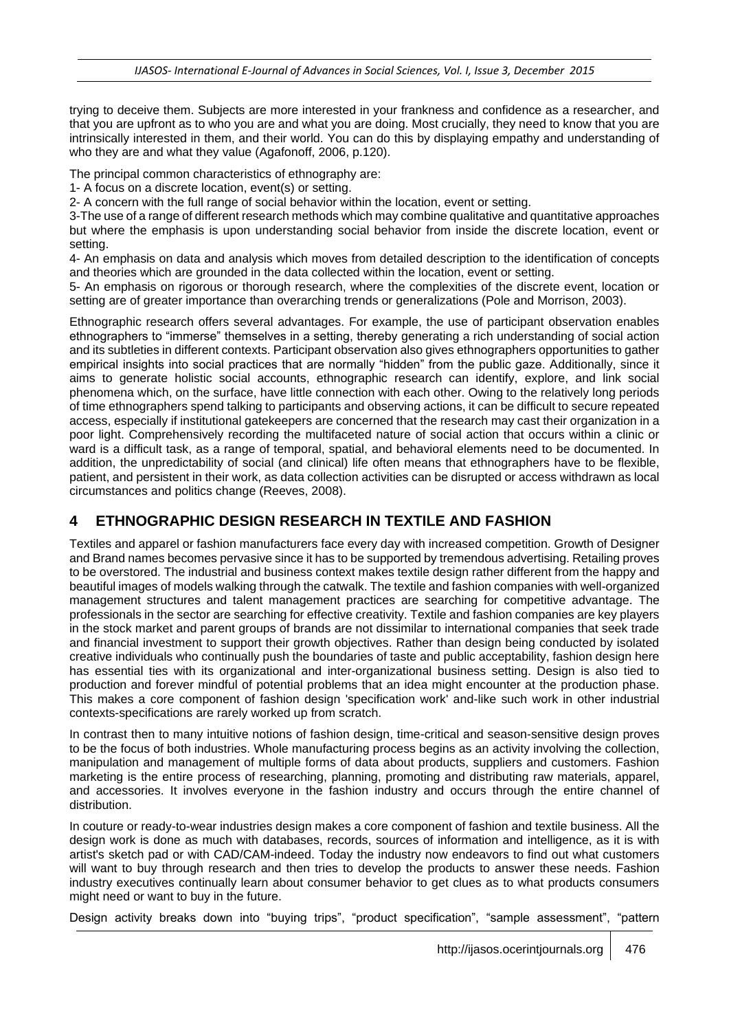trying to deceive them. Subjects are more interested in your frankness and confidence as a researcher, and that you are upfront as to who you are and what you are doing. Most crucially, they need to know that you are intrinsically interested in them, and their world. You can do this by displaying empathy and understanding of who they are and what they value (Agafonoff, 2006, p.120).

The principal common characteristics of ethnography are:

1- A focus on a discrete location, event(s) or setting.

2- A concern with the full range of social behavior within the location, event or setting.

3-The use of a range of different research methods which may combine qualitative and quantitative approaches but where the emphasis is upon understanding social behavior from inside the discrete location, event or setting.

4- An emphasis on data and analysis which moves from detailed description to the identification of concepts and theories which are grounded in the data collected within the location, event or setting.

5- An emphasis on rigorous or thorough research, where the complexities of the discrete event, location or setting are of greater importance than overarching trends or generalizations (Pole and Morrison, 2003).

Ethnographic research offers several advantages. For example, the use of participant observation enables ethnographers to "immerse" themselves in a setting, thereby generating a rich understanding of social action and its subtleties in different contexts. Participant observation also gives ethnographers opportunities to gather empirical insights into social practices that are normally "hidden" from the public gaze. Additionally, since it aims to generate holistic social accounts, ethnographic research can identify, explore, and link social phenomena which, on the surface, have little connection with each other. Owing to the relatively long periods of time ethnographers spend talking to participants and observing actions, it can be difficult to secure repeated access, especially if institutional gatekeepers are concerned that the research may cast their organization in a poor light. Comprehensively recording the multifaceted nature of social action that occurs within a clinic or ward is a difficult task, as a range of temporal, spatial, and behavioral elements need to be documented. In addition, the unpredictability of social (and clinical) life often means that ethnographers have to be flexible, patient, and persistent in their work, as data collection activities can be disrupted or access withdrawn as local circumstances and politics change (Reeves, 2008).

## 4 ETHNOGRAPHIC DESIGN RESEARCH IN TEXTILE AND FASHION

Textiles and apparel or fashion manufacturers face every day with increased competition. Growth of Designer and Brand names becomes pervasive since it has to be supported by tremendous advertising. Retailing proves to be overstored. The industrial and business context makes textile design rather different from the happy and beautiful images of models walking through the catwalk. The textile and fashion companies with well-organized management structures and talent management practices are searching for competitive advantage. The professionals in the sector are searching for effective creativity. Textile and fashion companies are key players in the stock market and parent groups of brands are not dissimilar to international companies that seek trade and financial investment to support their growth objectives. Rather than design being conducted by isolated creative individuals who continually push the boundaries of taste and public acceptability, fashion design here has essential ties with its organizational and inter-organizational business setting. Design is also tied to production and forever mindful of potential problems that an idea might encounter at the production phase. This makes a core component of fashion design 'specification work' and-like such work in other industrial contexts-specifications are rarely worked up from scratch.

In contrast then to many intuitive notions of fashion design, time-critical and season-sensitive design proves to be the focus of both industries. Whole manufacturing process begins as an activity involving the collection, manipulation and management of multiple forms of data about products, suppliers and customers. Fashion marketing is the entire process of researching, planning, promoting and distributing raw materials, apparel, and accessories. It involves everyone in the fashion industry and occurs through the entire channel of distribution.

In couture or ready-to-wear industries design makes a core component of fashion and textile business. All the design work is done as much with databases, records, sources of information and intelligence, as it is with artist's sketch pad or with CAD/CAM-indeed. Today the industry now endeavors to find out what customers will want to buy through research and then tries to develop the products to answer these needs. Fashion industry executives continually learn about consumer behavior to get clues as to what products consumers might need or want to buy in the future.

Design activity breaks down into "buying trips", "product specification", "sample assessment", "pattern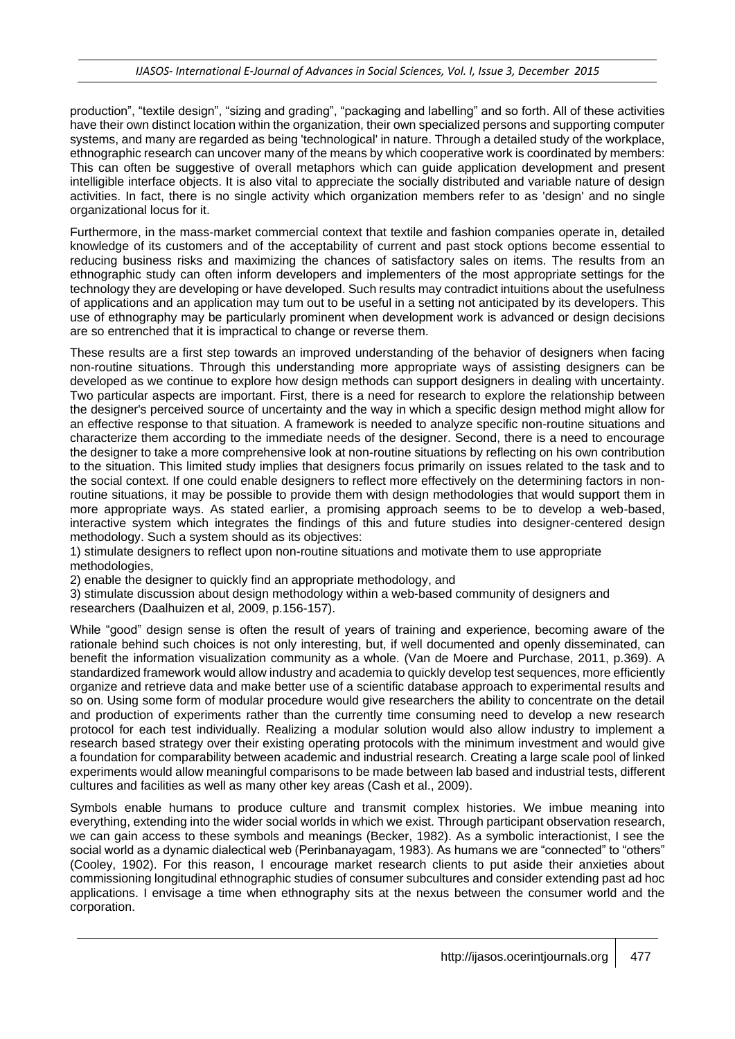production", "textile design", "sizing and grading", "packaging and labelling" and so forth. All of these activities have their own distinct location within the organization, their own specialized persons and supporting computer systems, and many are regarded as being 'technological' in nature. Through a detailed study of the workplace, ethnographic research can uncover many of the means by which cooperative work is coordinated by members: This can often be suggestive of overall metaphors which can guide application development and present intelligible interface objects. It is also vital to appreciate the socially distributed and variable nature of design activities. In fact, there is no single activity which organization members refer to as 'design' and no single organizational locus for it.

Furthermore, in the mass-market commercial context that textile and fashion companies operate in, detailed knowledge of its customers and of the acceptability of current and past stock options become essential to reducing business risks and maximizing the chances of satisfactory sales on items. The results from an ethnographic study can often inform developers and implementers of the most appropriate settings for the technology they are developing or have developed. Such results may contradict intuitions about the usefulness of applications and an application may tum out to be useful in a setting not anticipated by its developers. This use of ethnography may be particularly prominent when development work is advanced or design decisions are so entrenched that it is impractical to change or reverse them.

These results are a first step towards an improved understanding of the behavior of designers when facing non-routine situations. Through this understanding more appropriate ways of assisting designers can be developed as we continue to explore how design methods can support designers in dealing with uncertainty. Two particular aspects are important. First, there is a need for research to explore the relationship between the designer's perceived source of uncertainty and the way in which a specific design method might allow for an effective response to that situation. A framework is needed to analyze specific non-routine situations and characterize them according to the immediate needs of the designer. Second, there is a need to encourage the designer to take a more comprehensive look at non-routine situations by reflecting on his own contribution to the situation. This limited study implies that designers focus primarily on issues related to the task and to the social context. If one could enable designers to reflect more effectively on the determining factors in non-routine situations, it may be possible to provide them with design methodologies that would support them in more appropriate ways. As stated earlier, a promising approach seems to be to develop a web-based, interactive system which integrates the findings of this and future studies into designer-centered design methodology. Such a system should as its objectives:

1) stimulate designers to reflect upon non-routine situations and motivate them to use appropriate methodologies,
2) enable the designer to quickly find an appropriate methodology, and
3) stimulate discussion about design methodology within a web-based community of designers and researchers (Daalhuizen et al, 2009, p.156-157).

While "good" design sense is often the result of years of training and experience, becoming aware of the rationale behind such choices is not only interesting, but, if well documented and openly disseminated, can benefit the information visualization community as a whole. (Van de Moere and Purchase, 2011, p.369). A standardized framework would allow industry and academia to quickly develop test sequences, more efficiently organize and retrieve data and make better use of a scientific database approach to experimental results and so on. Using some form of modular procedure would give researchers the ability to concentrate on the detail and production of experiments rather than the currently time consuming need to develop a new research protocol for each test individually. Realizing a modular solution would also allow industry to implement a research based strategy over their existing operating protocols with the minimum investment and would give a foundation for comparability between academic and industrial research. Creating a large scale pool of linked experiments would allow meaningful comparisons to be made between lab based and industrial tests, different cultures and facilities as well as many other key areas (Cash et al., 2009).

Symbols enable humans to produce culture and transmit complex histories. We imbue meaning into everything, extending into the wider social worlds in which we exist. Through participant observation research, we can gain access to these symbols and meanings (Becker, 1982). As a symbolic interactionist, I see the social world as a dynamic dialectical web (Perinbanayagam, 1983). As humans we are "connected" to "others" (Cooley, 1902). For this reason, I encourage market research clients to put aside their anxieties about commissioning longitudinal ethnographic studies of consumer subcultures and consider extending past ad hoc applications. I envisage a time when ethnography sits at the nexus between the consumer world and the corporation.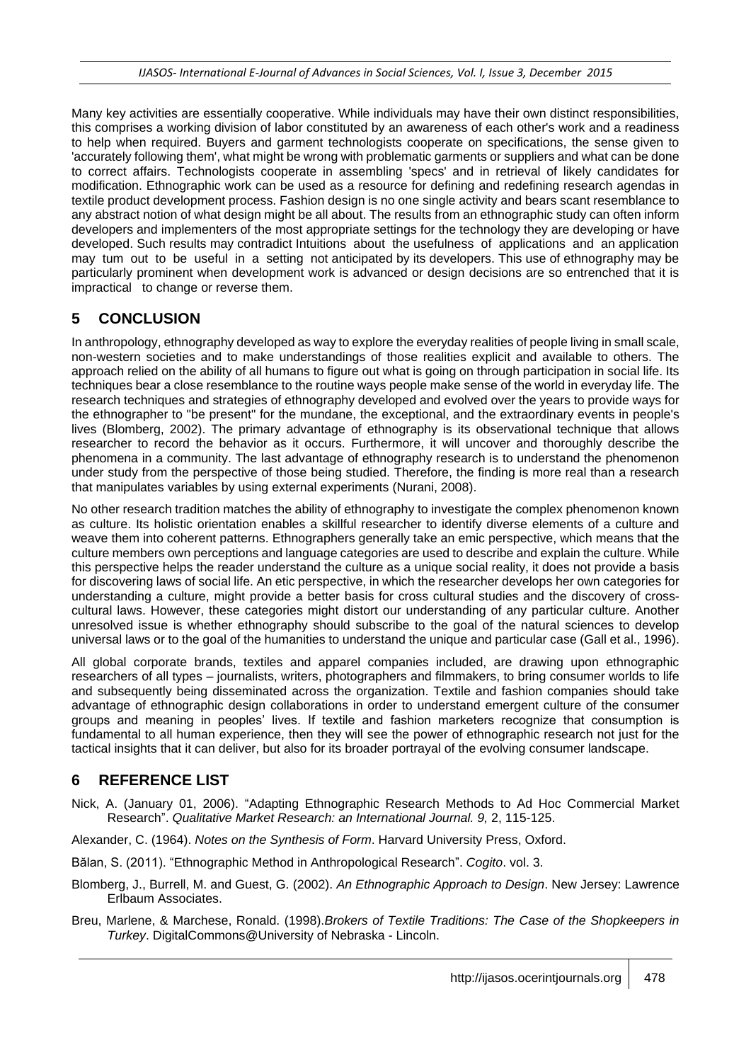Many key activities are essentially cooperative. While individuals may have their own distinct responsibilities, this comprises a working division of labor constituted by an awareness of each other's work and a readiness to help when required. Buyers and garment technologists cooperate on specifications, the sense given to 'accurately following them', what might be wrong with problematic garments or suppliers and what can be done to correct affairs. Technologists cooperate in assembling 'specs' and in retrieval of likely candidates for modification. Ethnographic work can be used as a resource for defining and redefining research agendas in textile product development process. Fashion design is no one single activity and bears scant resemblance to any abstract notion of what design might be all about. The results from an ethnographic study can often inform developers and implementers of the most appropriate settings for the technology they are developing or have developed. Such results may contradict Intuitions about the usefulness of applications and an application may tum out to be useful in a setting not anticipated by its developers. This use of ethnography may be particularly prominent when development work is advanced or design decisions are so entrenched that it is impractical to change or reverse them.

## 5 CONCLUSION

In anthropology, ethnography developed as way to explore the everyday realities of people living in small scale, non-western societies and to make understandings of those realities explicit and available to others. The approach relied on the ability of all humans to figure out what is going on through participation in social life. Its techniques bear a close resemblance to the routine ways people make sense of the world in everyday life. The research techniques and strategies of ethnography developed and evolved over the years to provide ways for the ethnographer to "be present" for the mundane, the exceptional, and the extraordinary events in people's lives (Blomberg, 2002). The primary advantage of ethnography is its observational technique that allows researcher to record the behavior as it occurs. Furthermore, it will uncover and thoroughly describe the phenomena in a community. The last advantage of ethnography research is to understand the phenomenon under study from the perspective of those being studied. Therefore, the finding is more real than a research that manipulates variables by using external experiments (Nurani, 2008).

No other research tradition matches the ability of ethnography to investigate the complex phenomenon known as culture. Its holistic orientation enables a skillful researcher to identify diverse elements of a culture and weave them into coherent patterns. Ethnographers generally take an emic perspective, which means that the culture members own perceptions and language categories are used to describe and explain the culture. While this perspective helps the reader understand the culture as a unique social reality, it does not provide a basis for discovering laws of social life. An etic perspective, in which the researcher develops her own categories for understanding a culture, might provide a better basis for cross cultural studies and the discovery of cross-cultural laws. However, these categories might distort our understanding of any particular culture. Another unresolved issue is whether ethnography should subscribe to the goal of the natural sciences to develop universal laws or to the goal of the humanities to understand the unique and particular case (Gall et al., 1996).

All global corporate brands, textiles and apparel companies included, are drawing upon ethnographic researchers of all types – journalists, writers, photographers and filmmakers, to bring consumer worlds to life and subsequently being disseminated across the organization. Textile and fashion companies should take advantage of ethnographic design collaborations in order to understand emergent culture of the consumer groups and meaning in peoples' lives. If textile and fashion marketers recognize that consumption is fundamental to all human experience, then they will see the power of ethnographic research not just for the tactical insights that it can deliver, but also for its broader portrayal of the evolving consumer landscape.

## 6 REFERENCE LIST

Nick, A. (January 01, 2006). "Adapting Ethnographic Research Methods to Ad Hoc Commercial Market Research". *Qualitative Market Research: an International Journal. 9,* 2, 115-125.

Alexander, C. (1964). *Notes on the Synthesis of Form*. Harvard University Press, Oxford.

Bălan, S. (2011). "Ethnographic Method in Anthropological Research". *Cogito*. vol. 3.

Blomberg, J., Burrell, M. and Guest, G. (2002). *An Ethnographic Approach to Design*. New Jersey: Lawrence Erlbaum Associates.

Breu, Marlene, & Marchese, Ronald. (1998).*Brokers of Textile Traditions: The Case of the Shopkeepers in Turkey*. DigitalCommons@University of Nebraska - Lincoln.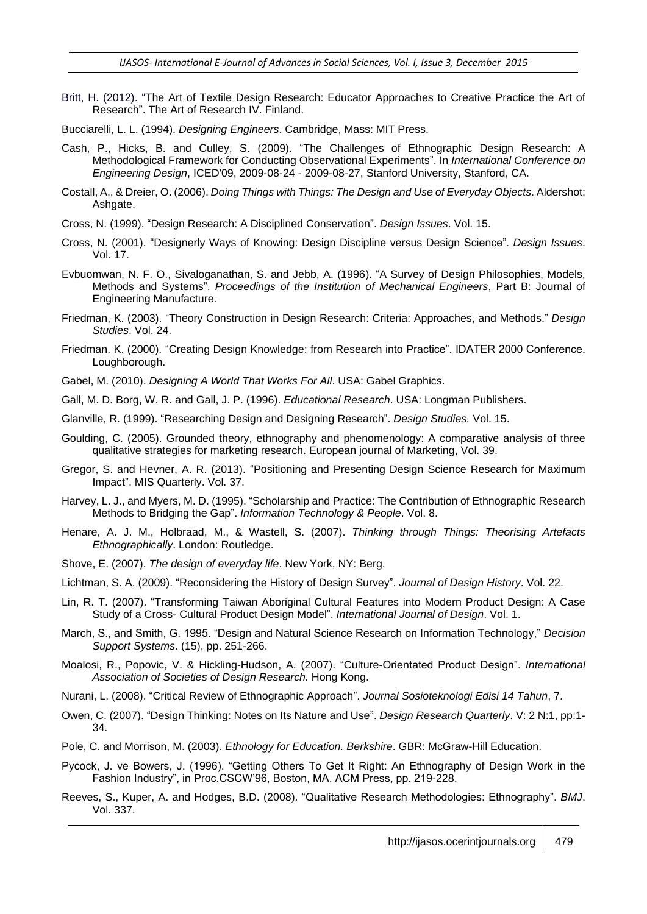Britt, H. (2012). "The Art of Textile Design Research: Educator Approaches to Creative Practice the Art of Research". The Art of Research IV. Finland.

Bucciarelli, L. L. (1994). *Designing Engineers*. Cambridge, Mass: MIT Press.

Cash, P., Hicks, B. and Culley, S. (2009). "The Challenges of Ethnographic Design Research: A Methodological Framework for Conducting Observational Experiments". In *International Conference on Engineering Design*, ICED'09, 2009-08-24 - 2009-08-27, Stanford University, Stanford, CA.

Costall, A., & Dreier, O. (2006). *Doing Things with Things: The Design and Use of Everyday Objects*. Aldershot: Ashgate.

Cross, N. (1999). "Design Research: A Disciplined Conservation". *Design Issues*. Vol. 15.

Cross, N. (2001). "Designerly Ways of Knowing: Design Discipline versus Design Science". *Design Issues*. Vol. 17.

Evbuomwan, N. F. O., Sivaloganathan, S. and Jebb, A. (1996). "A Survey of Design Philosophies, Models, Methods and Systems". *Proceedings of the Institution of Mechanical Engineers*, Part B: Journal of Engineering Manufacture.

Friedman, K. (2003). "Theory Construction in Design Research: Criteria: Approaches, and Methods." *Design Studies*. Vol. 24.

Friedman. K. (2000). "Creating Design Knowledge: from Research into Practice". IDATER 2000 Conference. Loughborough.

Gabel, M. (2010). *Designing A World That Works For All*. USA: Gabel Graphics.

Gall, M. D. Borg, W. R. and Gall, J. P. (1996). *Educational Research*. USA: Longman Publishers.

Glanville, R. (1999). "Researching Design and Designing Research". *Design Studies.* Vol. 15.

Goulding, C. (2005). Grounded theory, ethnography and phenomenology: A comparative analysis of three qualitative strategies for marketing research. European journal of Marketing, Vol. 39.

Gregor, S. and Hevner, A. R. (2013). "Positioning and Presenting Design Science Research for Maximum Impact". MIS Quarterly. Vol. 37.

Harvey, L. J., and Myers, M. D. (1995). "Scholarship and Practice: The Contribution of Ethnographic Research Methods to Bridging the Gap". *Information Technology & People*. Vol. 8.

Henare, A. J. M., Holbraad, M., & Wastell, S. (2007). *Thinking through Things: Theorising Artefacts Ethnographically*. London: Routledge.

Shove, E. (2007). *The design of everyday life*. New York, NY: Berg.

Lichtman, S. A. (2009). "Reconsidering the History of Design Survey". *Journal of Design History*. Vol. 22.

Lin, R. T. (2007). "Transforming Taiwan Aboriginal Cultural Features into Modern Product Design: A Case Study of a Cross- Cultural Product Design Model". *International Journal of Design*. Vol. 1.

March, S., and Smith, G. 1995. "Design and Natural Science Research on Information Technology," *Decision Support Systems*. (15), pp. 251-266.

Moalosi, R., Popovic, V. & Hickling-Hudson, A. (2007). "Culture-Orientated Product Design". *International Association of Societies of Design Research.* Hong Kong.

Nurani, L. (2008). "Critical Review of Ethnographic Approach". *Journal Sosioteknologi Edisi 14 Tahun*, 7.

Owen, C. (2007). "Design Thinking: Notes on Its Nature and Use". *Design Research Quarterly*. V: 2 N:1, pp:1-34.

Pole, C. and Morrison, M. (2003). *Ethnology for Education. Berkshire*. GBR: McGraw-Hill Education.

Pycock, J. ve Bowers, J. (1996). "Getting Others To Get It Right: An Ethnography of Design Work in the Fashion Industry", in Proc.CSCW'96, Boston, MA. ACM Press, pp. 219-228.

Reeves, S., Kuper, A. and Hodges, B.D. (2008). "Qualitative Research Methodologies: Ethnography". *BMJ*. Vol. 337.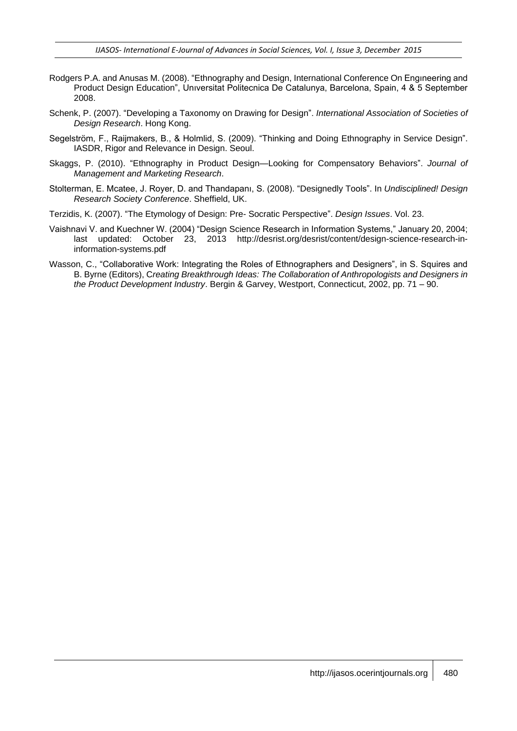Rodgers P.A. and Anusas M. (2008). “Ethnography and Design, International Conference On Engıneering and Product Design Education”, Unıversitat Politecnica De Catalunya, Barcelona, Spain, 4 & 5 September 2008.

Schenk, P. (2007). “Developing a Taxonomy on Drawing for Design”. *International Association of Societies of Design Research*. Hong Kong.

Segelström, F., Raijmakers, B., & Holmlid, S. (2009). “Thinking and Doing Ethnography in Service Design”. IASDR, Rigor and Relevance in Design. Seoul.

Skaggs, P. (2010). “Ethnography in Product Design—Looking for Compensatory Behaviors”. *Journal of Management and Marketing Research*.

Stolterman, E. Mcatee, J. Royer, D. and Thandapanı, S. (2008). “Designedly Tools”. In *Undisciplined! Design Research Society Conference*. Sheffield, UK.

Terzidis, K. (2007). “The Etymology of Design: Pre- Socratic Perspective”. *Design Issues*. Vol. 23.

Vaishnavi V. and Kuechner W. (2004) “Design Science Research in Information Systems,” January 20, 2004; last updated: October 23, 2013 http://desrist.org/desrist/content/design-science-research-in-information-systems.pdf

Wasson, C., “Collaborative Work: Integrating the Roles of Ethnographers and Designers”, in S. Squires and B. Byrne (Editors), C*reating Breakthrough Ideas: The Collaboration of Anthropologists and Designers in the Product Development Industry*. Bergin & Garvey, Westport, Connecticut, 2002, pp. 71 – 90.